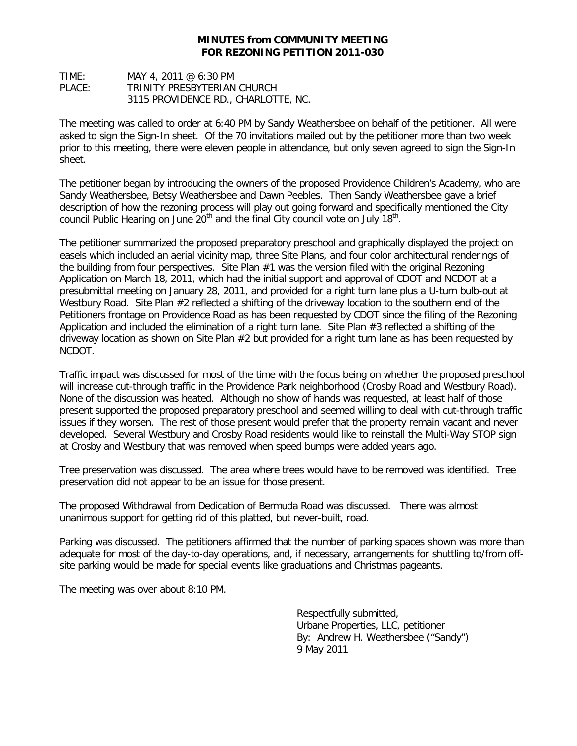# MINUTES from COMMUNITY MEETING
# FOR REZONING PETITION 2011-030

TIME: MAY 4, 2011 @ 6:30 PM
PLACE: TRINITY PRESBYTERIAN CHURCH
3115 PROVIDENCE RD., CHARLOTTE, NC.

The meeting was called to order at 6:40 PM by Sandy Weathersbee on behalf of the petitioner. All were asked to sign the Sign-In sheet. Of the 70 invitations mailed out by the petitioner more than two week prior to this meeting, there were eleven people in attendance, but only seven agreed to sign the Sign-In sheet.

The petitioner began by introducing the owners of the proposed Providence Children's Academy, who are Sandy Weathersbee, Betsy Weathersbee and Dawn Peebles. Then Sandy Weathersbee gave a brief description of how the rezoning process will play out going forward and specifically mentioned the City council Public Hearing on June 20th and the final City council vote on July 18th.

The petitioner summarized the proposed preparatory preschool and graphically displayed the project on easels which included an aerial vicinity map, three Site Plans, and four color architectural renderings of the building from four perspectives. Site Plan #1 was the version filed with the original Rezoning Application on March 18, 2011, which had the initial support and approval of CDOT and NCDOT at a presubmittal meeting on January 28, 2011, and provided for a right turn lane plus a U-turn bulb-out at Westbury Road. Site Plan #2 reflected a shifting of the driveway location to the southern end of the Petitioners frontage on Providence Road as has been requested by CDOT since the filing of the Rezoning Application and included the elimination of a right turn lane. Site Plan #3 reflected a shifting of the driveway location as shown on Site Plan #2 but provided for a right turn lane as has been requested by NCDOT.

Traffic impact was discussed for most of the time with the focus being on whether the proposed preschool will increase cut-through traffic in the Providence Park neighborhood (Crosby Road and Westbury Road). None of the discussion was heated. Although no show of hands was requested, at least half of those present supported the proposed preparatory preschool and seemed willing to deal with cut-through traffic issues if they worsen. The rest of those present would prefer that the property remain vacant and never developed. Several Westbury and Crosby Road residents would like to reinstall the Multi-Way STOP sign at Crosby and Westbury that was removed when speed bumps were added years ago.

Tree preservation was discussed. The area where trees would have to be removed was identified. Tree preservation did not appear to be an issue for those present.

The proposed Withdrawal from Dedication of Bermuda Road was discussed. There was almost unanimous support for getting rid of this platted, but never-built, road.

Parking was discussed. The petitioners affirmed that the number of parking spaces shown was more than adequate for most of the day-to-day operations, and, if necessary, arrangements for shuttling to/from off-site parking would be made for special events like graduations and Christmas pageants.

The meeting was over about 8:10 PM.

Respectfully submitted,
Urbane Properties, LLC, petitioner
By: Andrew H. Weathersbee ("Sandy")
9 May 2011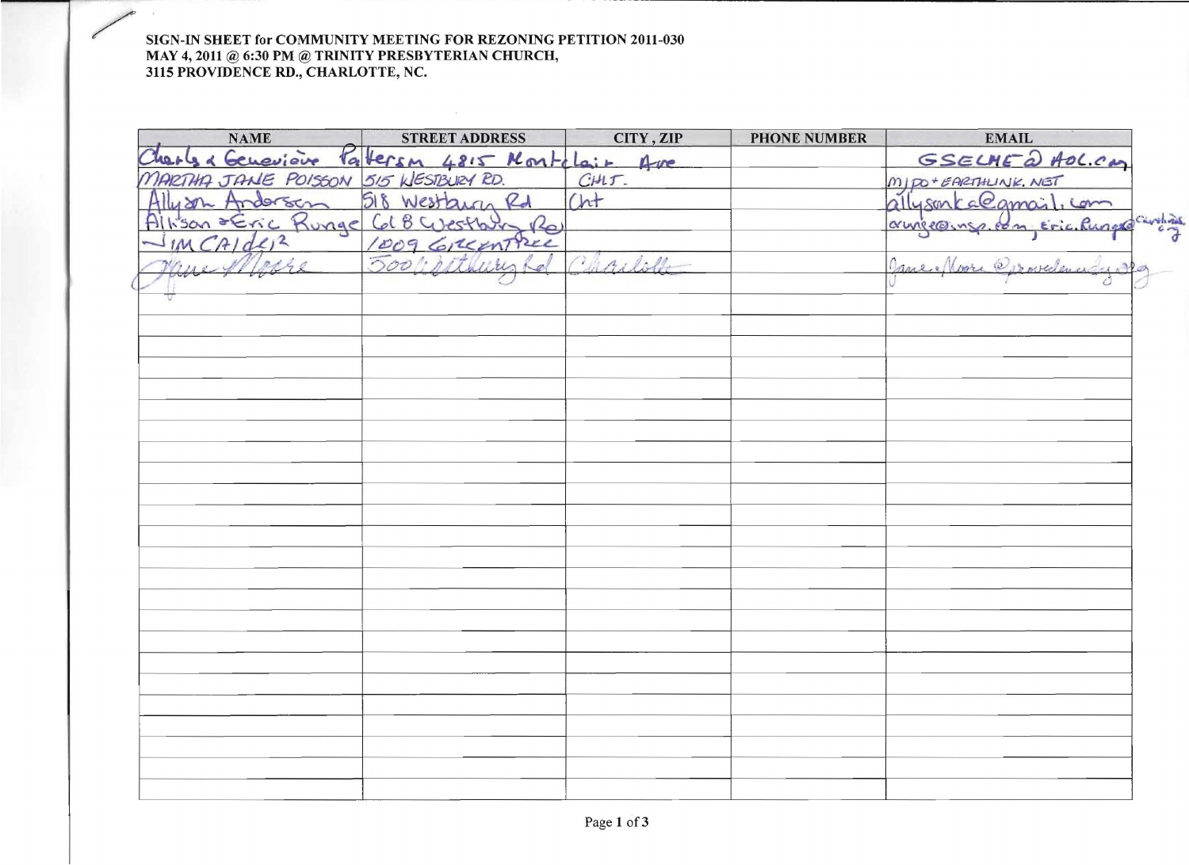**SIGN-IN SHEET for COMMUNITY MEETING FOR REZONING PETITION 2011-030**
**MAY 4, 2011 @ 6:30 PM @ TRINITY PRESBYTERIAN CHURCH,**
**3115 PROVIDENCE RD., CHARLOTTE, NC.**

| NAME | STREET ADDRESS | CITY, ZIP | PHONE NUMBER | EMAIL |
|---|---|---|---|---|
| Charles & Genevieve Patterson | 4815 Montclair Ave | | | GSELME@AOL.com |
| MARTHA JANE POISSON | 515 WESTBURY RD. | CHLT. | | MJPO+EARTHLINK.NET |
| Allyson Anderson | 518 Westbury Rd | Clt | | allysonks@gmail.com |
| Allison & Eric Runge | 618 Westbury Rd | | | arunge@nsp.com, Eric.Runge@carolinas.org |
| JIM CALDER | 1009 GREENTREE | | | |
| Jane Moore | 500 Westbury Rd | Charlotte | | Jane.Moore@providenceday.org |
| | | | | |
| | | | | |
| | | | | |
| | | | | |
| | | | | |
| | | | | |
| | | | | |
| | | | | |
| | | | | |
| | | | | |
| | | | | |
| | | | | |
| | | | | |
| | | | | |
| | | | | |
| | | | | |
| | | | | |
| | | | | |
| | | | | |
| | | | | |
| | | | | |
| | | | | |